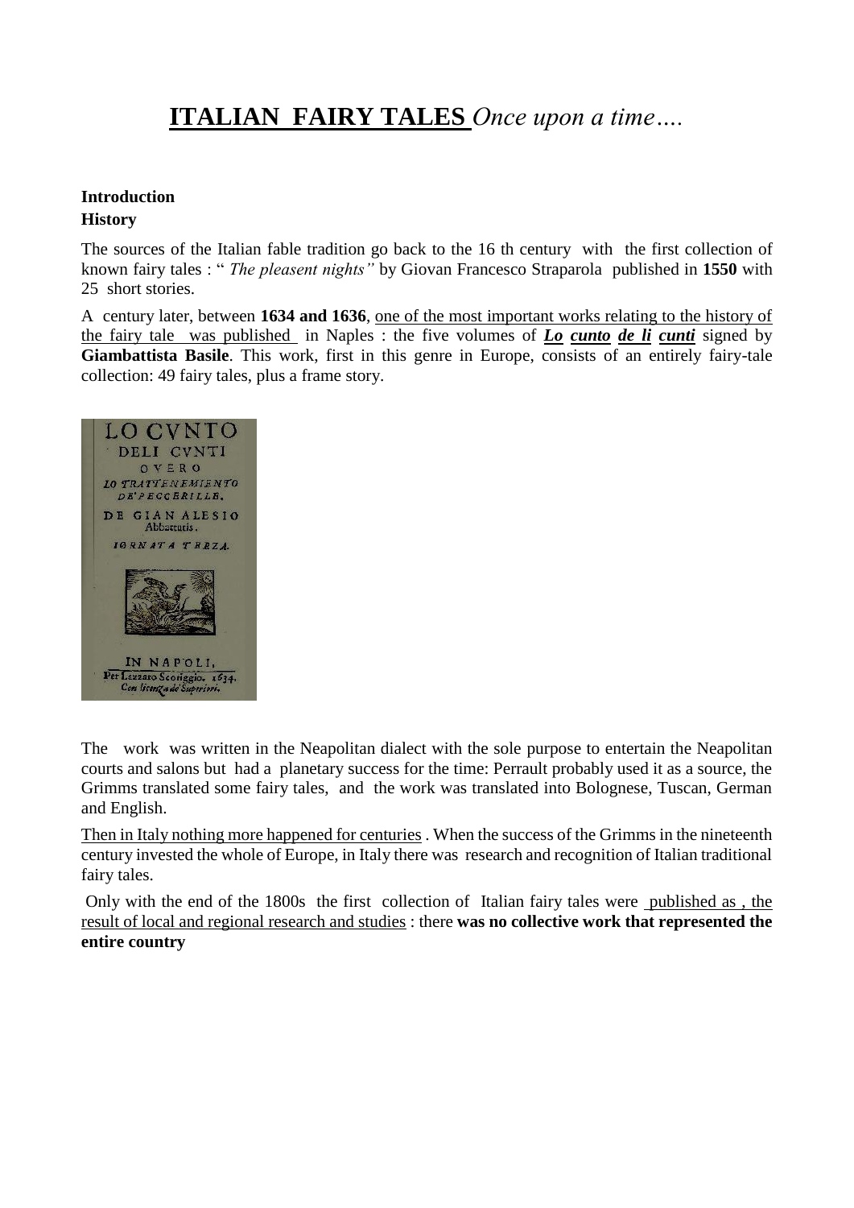# **ITALIAN FAIRY TALES** *Once upon a time….*

**Introduction**

**History**

The sources of the Italian fable tradition go back to the 16 th century with the first collection of known fairy tales : " *The pleasent nights"* by Giovan Francesco Straparola published in **1550** with 25 short stories.

A century later, between **1634 and 1636**, one of the most important works relating to the history of the fairy tale was published in Naples : the five volumes of ***Lo cunto de li cunti*** signed by **Giambattista Basile**. This work, first in this genre in Europe, consists of an entirely fairy-tale collection: 49 fairy tales, plus a frame story.

The work was written in the Neapolitan dialect with the sole purpose to entertain the Neapolitan courts and salons but had a planetary success for the time: Perrault probably used it as a source, the Grimms translated some fairy tales, and the work was translated into Bolognese, Tuscan, German and English.

Then in Italy nothing more happened for centuries . When the success of the Grimms in the nineteenth century invested the whole of Europe, in Italy there was research and recognition of Italian traditional fairy tales.

Only with the end of the 1800s the first collection of Italian fairy tales were published as , the result of local and regional research and studies : there **was no collective work that represented the entire country**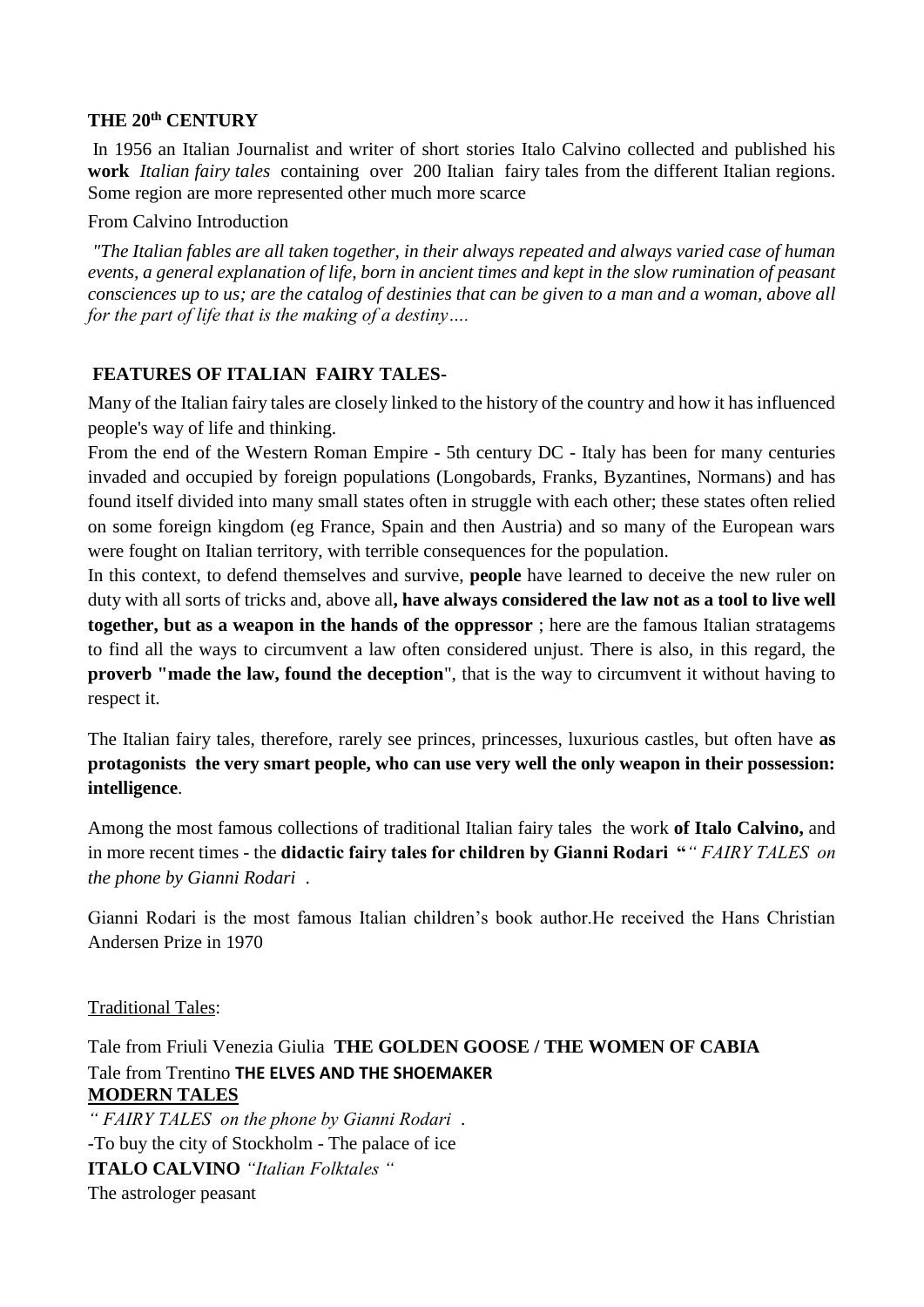## THE 20th CENTURY

In 1956 an Italian Journalist and writer of short stories Italo Calvino collected and published his **work** *Italian fairy tales* containing over 200 Italian fairy tales from the different Italian regions. Some region are more represented other much more scarce

From Calvino Introduction

*"The Italian fables are all taken together, in their always repeated and always varied case of human events, a general explanation of life, born in ancient times and kept in the slow rumination of peasant consciences up to us; are the catalog of destinies that can be given to a man and a woman, above all for the part of life that is the making of a destiny….*

## FEATURES OF ITALIAN FAIRY TALES-

Many of the Italian fairy tales are closely linked to the history of the country and how it has influenced people's way of life and thinking.

From the end of the Western Roman Empire - 5th century DC - Italy has been for many centuries invaded and occupied by foreign populations (Longobards, Franks, Byzantines, Normans) and has found itself divided into many small states often in struggle with each other; these states often relied on some foreign kingdom (eg France, Spain and then Austria) and so many of the European wars were fought on Italian territory, with terrible consequences for the population.

In this context, to defend themselves and survive, **people** have learned to deceive the new ruler on duty with all sorts of tricks and, above all**, have always considered the law not as a tool to live well together, but as a weapon in the hands of the oppressor** ; here are the famous Italian stratagems to find all the ways to circumvent a law often considered unjust. There is also, in this regard, the **proverb "made the law, found the deception**", that is the way to circumvent it without having to respect it.

The Italian fairy tales, therefore, rarely see princes, princesses, luxurious castles, but often have **as protagonists the very smart people, who can use very well the only weapon in their possession: intelligence**.

Among the most famous collections of traditional Italian fairy tales the work **of Italo Calvino,** and in more recent times - the **didactic fairy tales for children by Gianni Rodari "***" FAIRY TALES on the phone by Gianni Rodari .*

Gianni Rodari is the most famous Italian children's book author.He received the Hans Christian Andersen Prize in 1970

Traditional Tales:

Tale from Friuli Venezia Giulia **THE GOLDEN GOOSE / THE WOMEN OF CABIA**

Tale from Trentino **THE ELVES AND THE SHOEMAKER**

**MODERN TALES**

*" FAIRY TALES on the phone by Gianni Rodari .*

-To buy the city of Stockholm - The palace of ice

**ITALO CALVINO** *"Italian Folktales "*

The astrologer peasant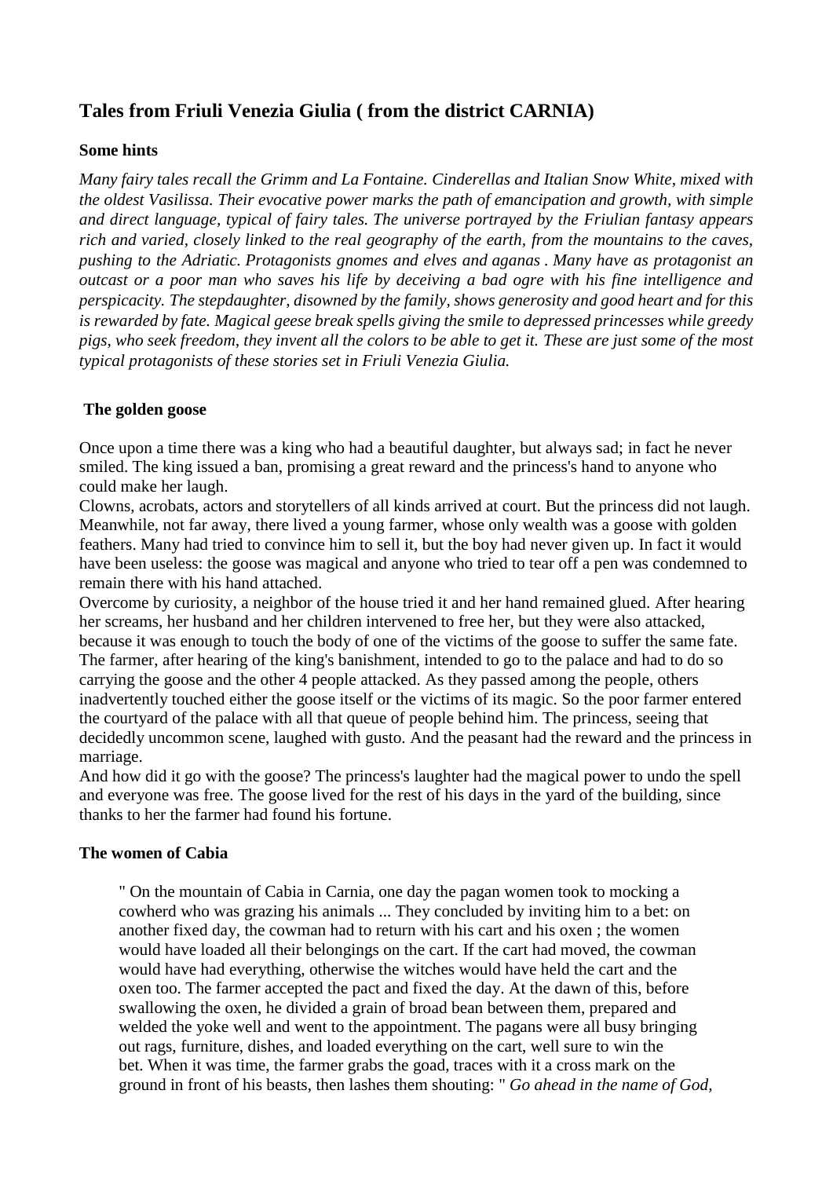## Tales from Friuli Venezia Giulia ( from the district CARNIA)

**Some hints**

*Many fairy tales recall the Grimm and La Fontaine. Cinderellas and Italian Snow White, mixed with the oldest Vasilissa. Their evocative power marks the path of emancipation and growth, with simple and direct language, typical of fairy tales. The universe portrayed by the Friulian fantasy appears rich and varied, closely linked to the real geography of the earth, from the mountains to the caves, pushing to the Adriatic. Protagonists gnomes and elves and aganas . Many have as protagonist an outcast or a poor man who saves his life by deceiving a bad ogre with his fine intelligence and perspicacity. The stepdaughter, disowned by the family, shows generosity and good heart and for this is rewarded by fate. Magical geese break spells giving the smile to depressed princesses while greedy pigs, who seek freedom, they invent all the colors to be able to get it. These are just some of the most typical protagonists of these stories set in Friuli Venezia Giulia.*

**The golden goose**

Once upon a time there was a king who had a beautiful daughter, but always sad; in fact he never smiled. The king issued a ban, promising a great reward and the princess's hand to anyone who could make her laugh.
Clowns, acrobats, actors and storytellers of all kinds arrived at court. But the princess did not laugh.
Meanwhile, not far away, there lived a young farmer, whose only wealth was a goose with golden feathers. Many had tried to convince him to sell it, but the boy had never given up. In fact it would have been useless: the goose was magical and anyone who tried to tear off a pen was condemned to remain there with his hand attached.
Overcome by curiosity, a neighbor of the house tried it and her hand remained glued. After hearing her screams, her husband and her children intervened to free her, but they were also attacked, because it was enough to touch the body of one of the victims of the goose to suffer the same fate.
The farmer, after hearing of the king's banishment, intended to go to the palace and had to do so carrying the goose and the other 4 people attacked. As they passed among the people, others inadvertently touched either the goose itself or the victims of its magic. So the poor farmer entered the courtyard of the palace with all that queue of people behind him. The princess, seeing that decidedly uncommon scene, laughed with gusto. And the peasant had the reward and the princess in marriage.
And how did it go with the goose? The princess's laughter had the magical power to undo the spell and everyone was free. The goose lived for the rest of his days in the yard of the building, since thanks to her the farmer had found his fortune.

**The women of Cabia**

> " On the mountain of Cabia in Carnia, one day the pagan women took to mocking a cowherd who was grazing his animals ... They concluded by inviting him to a bet: on another fixed day, the cowman had to return with his cart and his oxen ; the women would have loaded all their belongings on the cart. If the cart had moved, the cowman would have had everything, otherwise the witches would have held the cart and the oxen too. The farmer accepted the pact and fixed the day. At the dawn of this, before swallowing the oxen, he divided a grain of broad bean between them, prepared and welded the yoke well and went to the appointment. The pagans were all busy bringing out rags, furniture, dishes, and loaded everything on the cart, well sure to win the bet. When it was time, the farmer grabs the goad, traces with it a cross mark on the ground in front of his beasts, then lashes them shouting: " *Go ahead in the name of God,*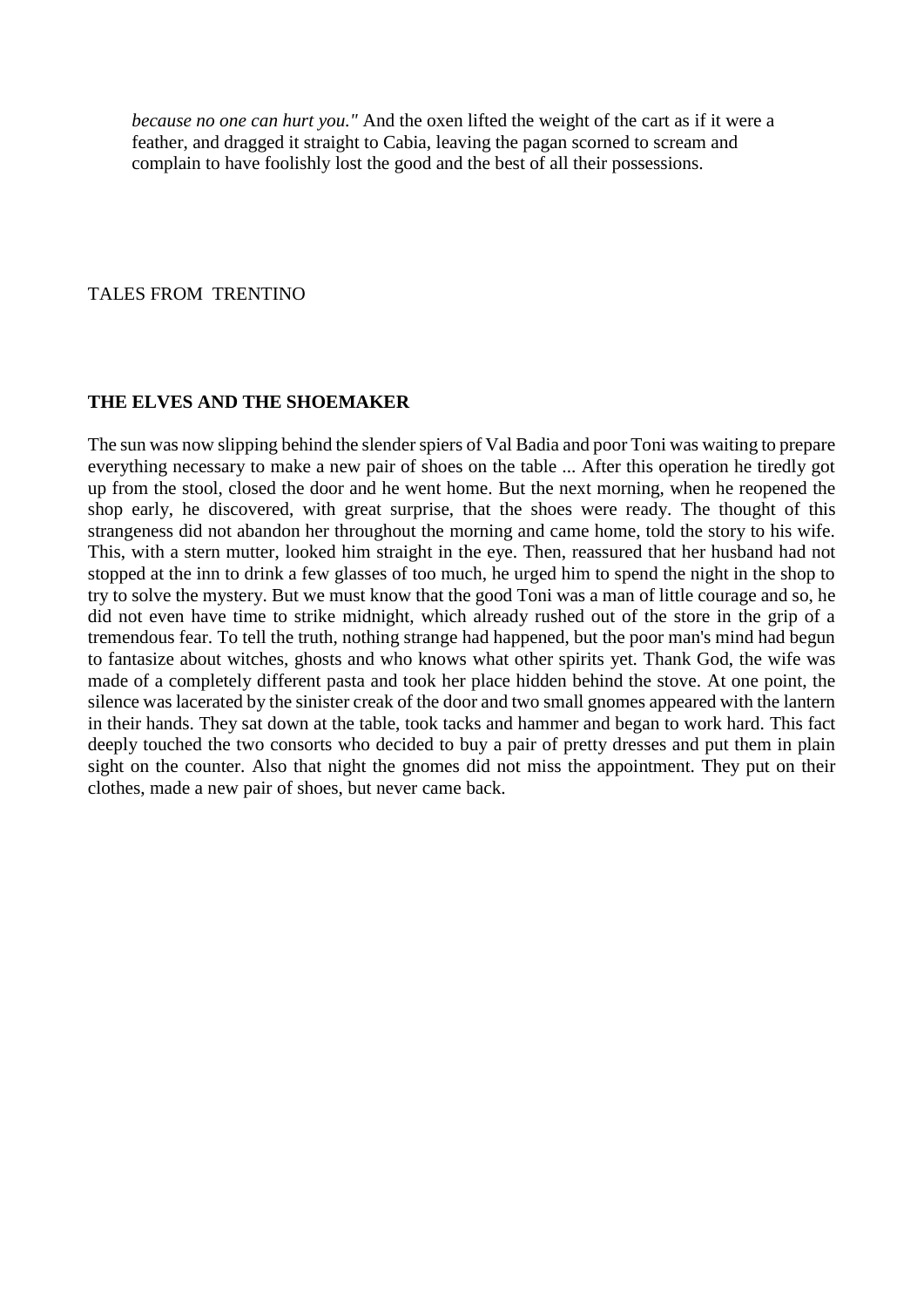*because no one can hurt you."* And the oxen lifted the weight of the cart as if it were a feather, and dragged it straight to Cabia, leaving the pagan scorned to scream and complain to have foolishly lost the good and the best of all their possessions.

TALES FROM TRENTINO

**THE ELVES AND THE SHOEMAKER**

The sun was now slipping behind the slender spiers of Val Badia and poor Toni was waiting to prepare everything necessary to make a new pair of shoes on the table ... After this operation he tiredly got up from the stool, closed the door and he went home. But the next morning, when he reopened the shop early, he discovered, with great surprise, that the shoes were ready. The thought of this strangeness did not abandon her throughout the morning and came home, told the story to his wife. This, with a stern mutter, looked him straight in the eye. Then, reassured that her husband had not stopped at the inn to drink a few glasses of too much, he urged him to spend the night in the shop to try to solve the mystery. But we must know that the good Toni was a man of little courage and so, he did not even have time to strike midnight, which already rushed out of the store in the grip of a tremendous fear. To tell the truth, nothing strange had happened, but the poor man's mind had begun to fantasize about witches, ghosts and who knows what other spirits yet. Thank God, the wife was made of a completely different pasta and took her place hidden behind the stove. At one point, the silence was lacerated by the sinister creak of the door and two small gnomes appeared with the lantern in their hands. They sat down at the table, took tacks and hammer and began to work hard. This fact deeply touched the two consorts who decided to buy a pair of pretty dresses and put them in plain sight on the counter. Also that night the gnomes did not miss the appointment. They put on their clothes, made a new pair of shoes, but never came back.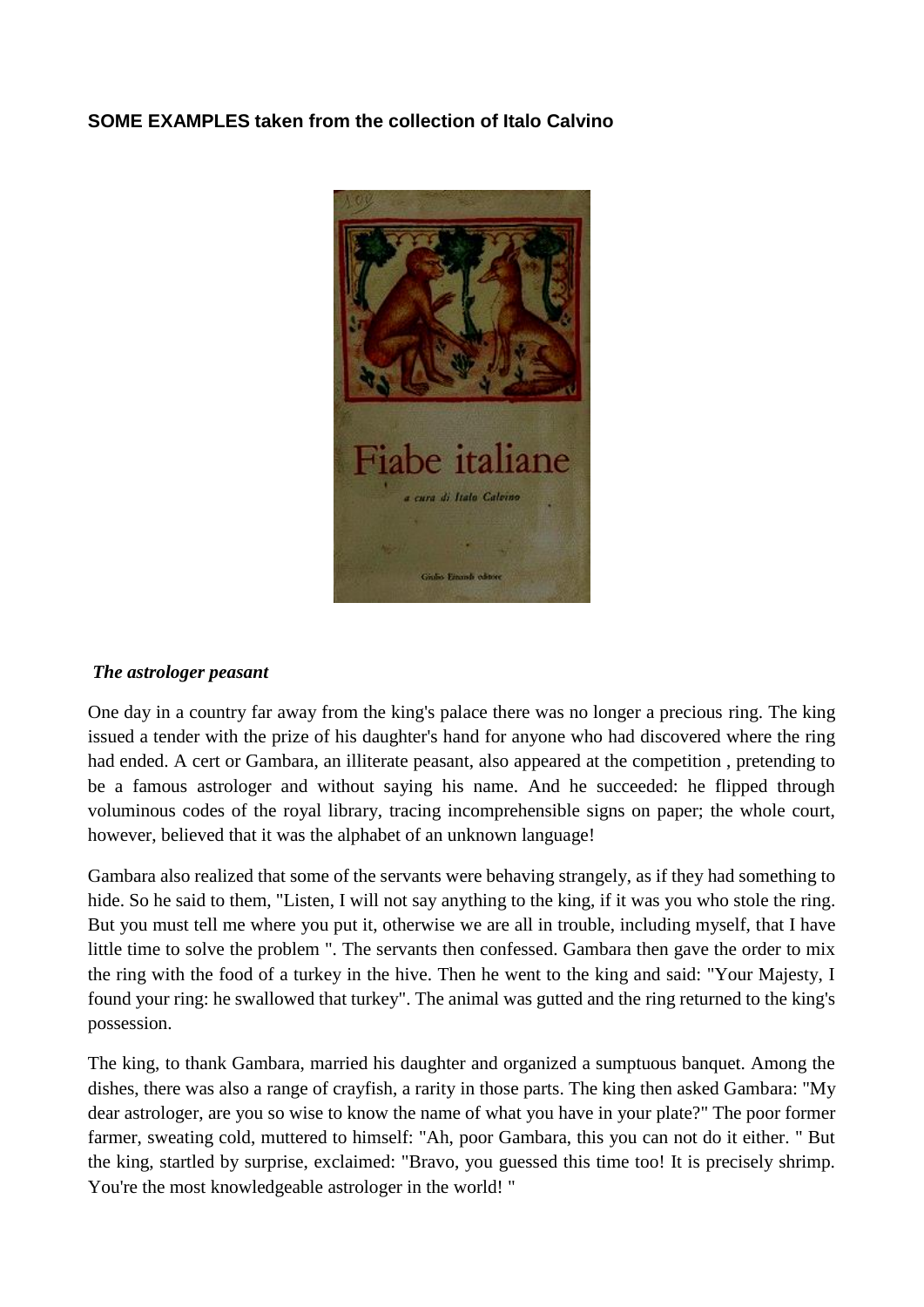**SOME EXAMPLES taken from the collection of Italo Calvino**

***The astrologer peasant***

One day in a country far away from the king's palace there was no longer a precious ring. The king issued a tender with the prize of his daughter's hand for anyone who had discovered where the ring had ended. A cert or Gambara, an illiterate peasant, also appeared at the competition , pretending to be a famous astrologer and without saying his name. And he succeeded: he flipped through voluminous codes of the royal library, tracing incomprehensible signs on paper; the whole court, however, believed that it was the alphabet of an unknown language!

Gambara also realized that some of the servants were behaving strangely, as if they had something to hide. So he said to them, "Listen, I will not say anything to the king, if it was you who stole the ring. But you must tell me where you put it, otherwise we are all in trouble, including myself, that I have little time to solve the problem ". The servants then confessed. Gambara then gave the order to mix the ring with the food of a turkey in the hive. Then he went to the king and said: "Your Majesty, I found your ring: he swallowed that turkey". The animal was gutted and the ring returned to the king's possession.

The king, to thank Gambara, married his daughter and organized a sumptuous banquet. Among the dishes, there was also a range of crayfish, a rarity in those parts. The king then asked Gambara: "My dear astrologer, are you so wise to know the name of what you have in your plate?" The poor former farmer, sweating cold, muttered to himself: "Ah, poor Gambara, this you can not do it either. " But the king, startled by surprise, exclaimed: "Bravo, you guessed this time too! It is precisely shrimp. You're the most knowledgeable astrologer in the world! "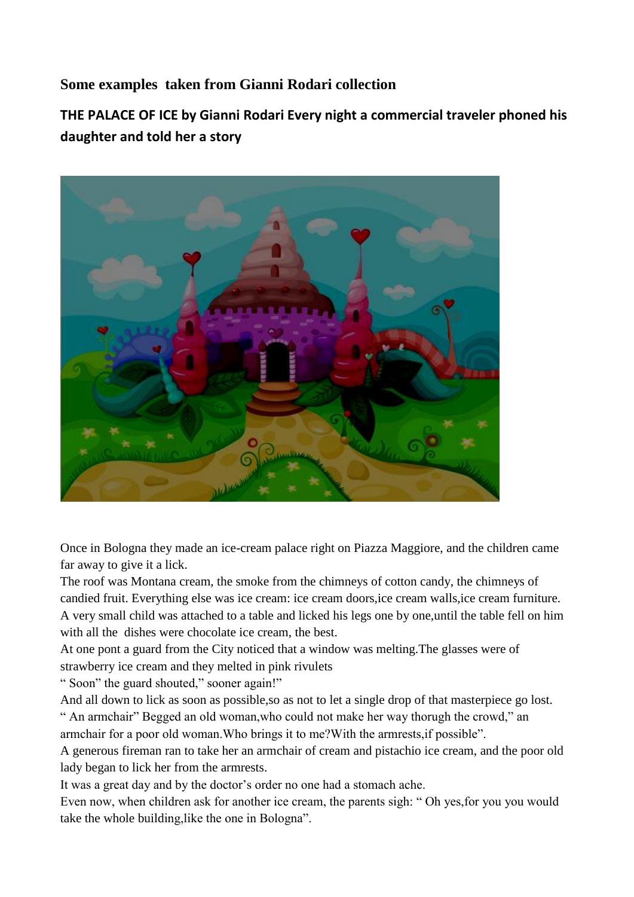**Some examples taken from Gianni Rodari collection**

**THE PALACE OF ICE by Gianni Rodari Every night a commercial traveler phoned his daughter and told her a story**

Once in Bologna they made an ice-cream palace right on Piazza Maggiore, and the children came far away to give it a lick.

The roof was Montana cream, the smoke from the chimneys of cotton candy, the chimneys of candied fruit. Everything else was ice cream: ice cream doors,ice cream walls,ice cream furniture. A very small child was attached to a table and licked his legs one by one,until the table fell on him with all the dishes were chocolate ice cream, the best.

At one pont a guard from the City noticed that a window was melting.The glasses were of strawberry ice cream and they melted in pink rivulets

" Soon" the guard shouted," sooner again!"

And all down to lick as soon as possible,so as not to let a single drop of that masterpiece go lost.

" An armchair" Begged an old woman,who could not make her way thorugh the crowd," an armchair for a poor old woman.Who brings it to me?With the armrests,if possible".

A generous fireman ran to take her an armchair of cream and pistachio ice cream, and the poor old lady began to lick her from the armrests.

It was a great day and by the doctor's order no one had a stomach ache.

Even now, when children ask for another ice cream, the parents sigh: " Oh yes,for you you would take the whole building,like the one in Bologna".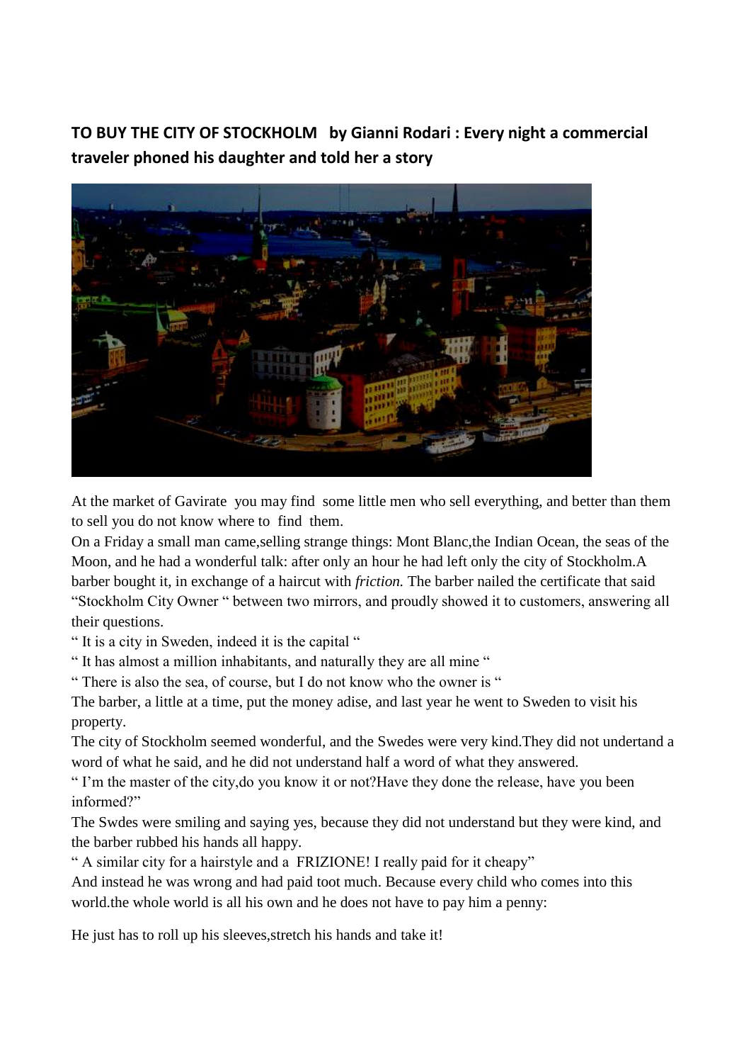**TO BUY THE CITY OF STOCKHOLM by Gianni Rodari : Every night a commercial traveler phoned his daughter and told her a story**

At the market of Gavirate you may find some little men who sell everything, and better than them to sell you do not know where to find them.

On a Friday a small man came,selling strange things: Mont Blanc,the Indian Ocean, the seas of the Moon, and he had a wonderful talk: after only an hour he had left only the city of Stockholm.A barber bought it, in exchange of a haircut with *friction.* The barber nailed the certificate that said "Stockholm City Owner " between two mirrors, and proudly showed it to customers, answering all their questions.

" It is a city in Sweden, indeed it is the capital "

" It has almost a million inhabitants, and naturally they are all mine "

" There is also the sea, of course, but I do not know who the owner is "

The barber, a little at a time, put the money adise, and last year he went to Sweden to visit his property.

The city of Stockholm seemed wonderful, and the Swedes were very kind.They did not undertand a word of what he said, and he did not understand half a word of what they answered.

" I'm the master of the city,do you know it or not?Have they done the release, have you been informed?"

The Swdes were smiling and saying yes, because they did not understand but they were kind, and the barber rubbed his hands all happy.

" A similar city for a hairstyle and a FRIZIONE! I really paid for it cheapy"

And instead he was wrong and had paid toot much. Because every child who comes into this world.the whole world is all his own and he does not have to pay him a penny:

He just has to roll up his sleeves,stretch his hands and take it!